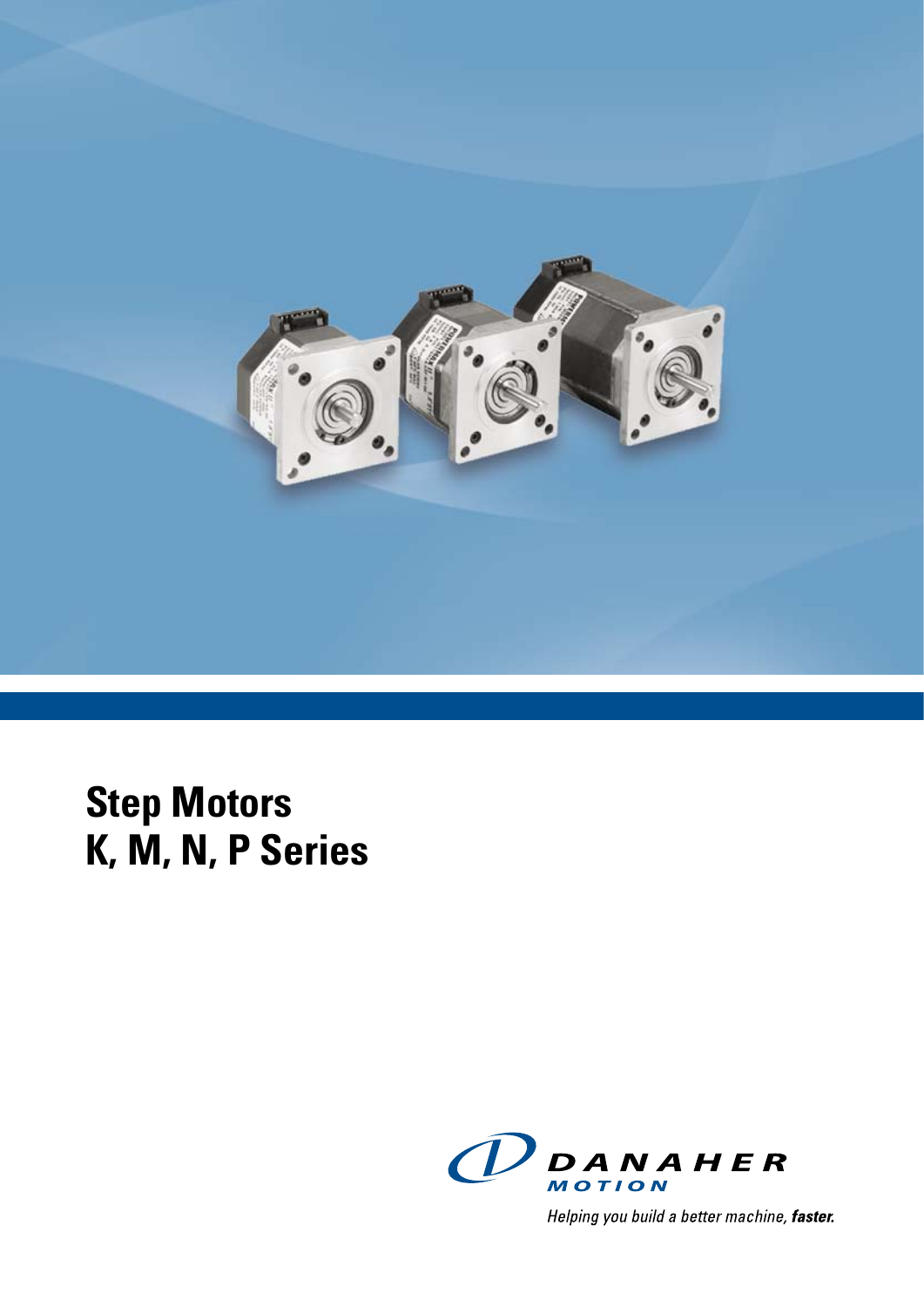# Step Motors
# K, M, N, P Series

DANAHER MOTION

*Helping you build a better machine,* ***faster.***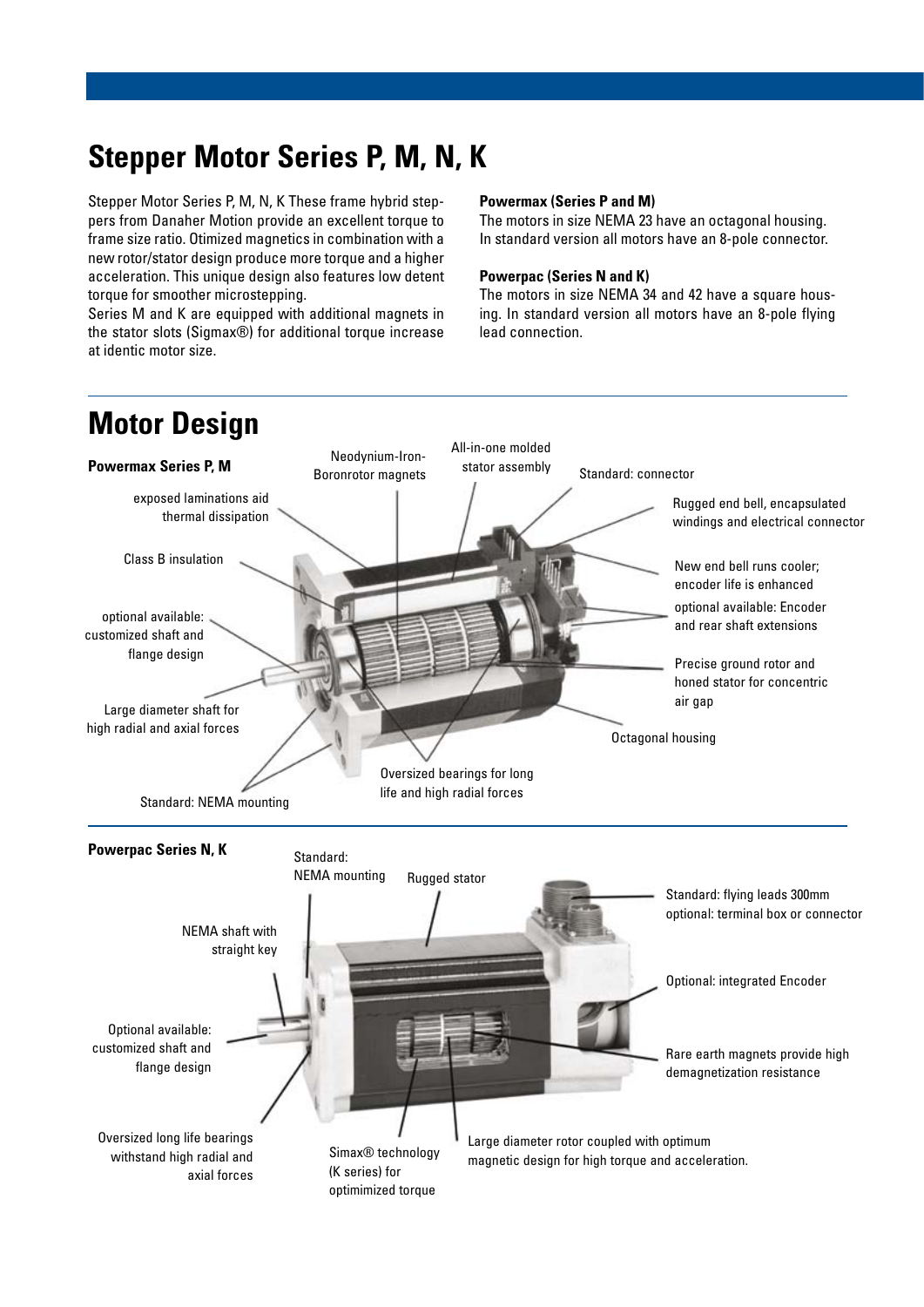# Stepper Motor Series P, M, N, K

Stepper Motor Series P, M, N, K These frame hybrid steppers from Danaher Motion provide an excellent torque to frame size ratio. Otimized magnetics in combination with a new rotor/stator design produce more torque and a higher acceleration. This unique design also features low detent torque for smoother microstepping.
Series M and K are equipped with additional magnets in the stator slots (Sigmax®) for additional torque increase at identic motor size.

**Powermax (Series P and M)**
The motors in size NEMA 23 have an octagonal housing. In standard version all motors have an 8-pole connector.

**Powerpac (Series N and K)**
The motors in size NEMA 34 and 42 have a square housing. In standard version all motors have an 8-pole flying lead connection.

# Motor Design

**Powermax Series P, M**

- exposed laminations aid thermal dissipation
- Class B insulation
- optional available: customized shaft and flange design
- Large diameter shaft for high radial and axial forces
- Standard: NEMA mounting
- Neodynium-Iron-Boronrotor magnets
- All-in-one molded stator assembly
- Standard: connector
- Rugged end bell, encapsulated windings and electrical connector
- New end bell runs cooler; encoder life is enhanced
- optional available: Encoder and rear shaft extensions
- Precise ground rotor and honed stator for concentric air gap
- Octagonal housing
- Oversized bearings for long life and high radial forces

**Powerpac Series N, K**

- Standard: NEMA mounting
- Rugged stator
- NEMA shaft with straight key
- Optional available: customized shaft and flange design
- Oversized long life bearings withstand high radial and axial forces
- Simax® technology (K series) for optimimized torque
- Large diameter rotor coupled with optimum magnetic design for high torque and acceleration.
- Standard: flying leads 300mm optional: terminal box or connector
- Optional: integrated Encoder
- Rare earth magnets provide high demagnetization resistance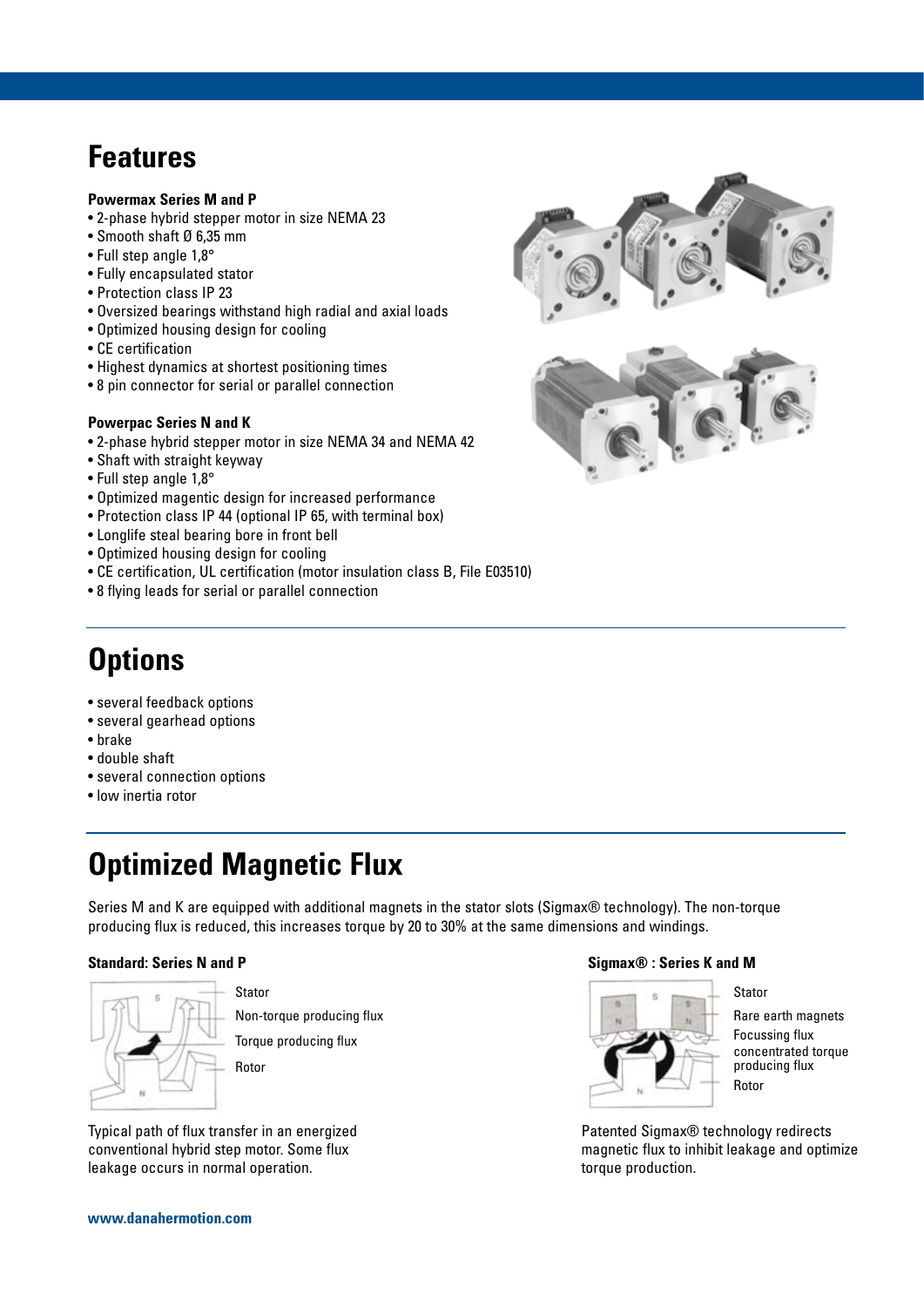# Features

**Powermax Series M and P**

- 2-phase hybrid stepper motor in size NEMA 23
- Smooth shaft Ø 6,35 mm
- Full step angle 1,8°
- Fully encapsulated stator
- Protection class IP 23
- Oversized bearings withstand high radial and axial loads
- Optimized housing design for cooling
- CE certification
- Highest dynamics at shortest positioning times
- 8 pin connector for serial or parallel connection

**Powerpac Series N and K**

- 2-phase hybrid stepper motor in size NEMA 34 and NEMA 42
- Shaft with straight keyway
- Full step angle 1,8°
- Optimized magentic design for increased performance
- Protection class IP 44 (optional IP 65, with terminal box)
- Longlife steal bearing bore in front bell
- Optimized housing design for cooling
- CE certification, UL certification (motor insulation class B, File E03510)
- 8 flying leads for serial or parallel connection

# Options

- several feedback options
- several gearhead options
- brake
- double shaft
- several connection options
- low inertia rotor

# Optimized Magnetic Flux

Series M and K are equipped with additional magnets in the stator slots (Sigmax® technology). The non-torque producing flux is reduced, this increases torque by 20 to 30% at the same dimensions and windings.

**Standard: Series N and P**

Stator
Non-torque producing flux
Torque producing flux
Rotor

Typical path of flux transfer in an energized conventional hybrid step motor. Some flux leakage occurs in normal operation.

**Sigmax® : Series K and M**

Stator
Rare earth magnets
Focussing flux
concentrated torque producing flux
Rotor

Patented Sigmax® technology redirects magnetic flux to inhibit leakage and optimize torque production.

**www.danahermotion.com**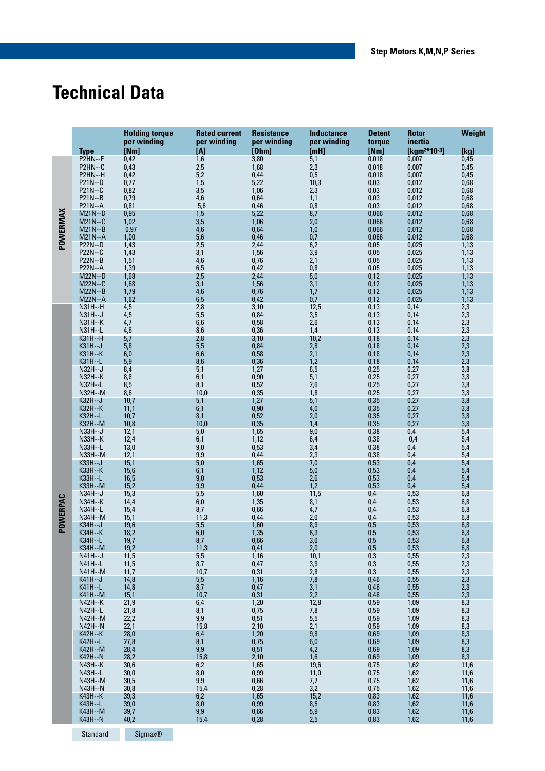# Technical Data

| | Type | Holding torque per winding [Nm] | Rated current per winding [A] | Resistance per winding [Ohm] | Inductance per winding [mH] | Detent torque [Nm] | Rotor inertia [kgm²*10-3] | Weight [kg] |
|---|---|---|---|---|---|---|---|---|
| POWERMAX | P2HN--F | 0,42 | 1,6 | 3,80 | 5,1 | 0,018 | 0,007 | 0,45 |
| | P2HN--C | 0,43 | 2,5 | 1,68 | 2,3 | 0,018 | 0,007 | 0,45 |
| | P2HN--H | 0,42 | 5,2 | 0,44 | 0,5 | 0,018 | 0,007 | 0,45 |
| | P21N--D | 0,77 | 1,5 | 5,22 | 10,3 | 0,03 | 0,012 | 0,68 |
| | P21N--C | 0,82 | 3,5 | 1,06 | 2,3 | 0,03 | 0,012 | 0,68 |
| | P21N--B | 0,79 | 4,6 | 0,64 | 1,1 | 0,03 | 0,012 | 0,68 |
| | P21N--A | 0,81 | 5,6 | 0,46 | 0,8 | 0,03 | 0,012 | 0,68 |
| | M21N--D | 0,95 | 1,5 | 5,22 | 8,7 | 0,066 | 0,012 | 0,68 |
| | M21N--C | 1,02 | 3,5 | 1,06 | 2,0 | 0,066 | 0,012 | 0,68 |
| | M21N--B | 0,97 | 4,6 | 0,64 | 1,0 | 0,066 | 0,012 | 0,68 |
| | M21N--A | 1,00 | 5,6 | 0,46 | 0,7 | 0,066 | 0,012 | 0,68 |
| | P22N--D | 1,43 | 2,5 | 2,44 | 6,2 | 0,05 | 0,025 | 1,13 |
| | P22N--C | 1,43 | 3,1 | 1,56 | 3,9 | 0,05 | 0,025 | 1,13 |
| | P22N--B | 1,51 | 4,6 | 0,76 | 2,1 | 0,05 | 0,025 | 1,13 |
| | P22N--A | 1,39 | 6,5 | 0,42 | 0,8 | 0,05 | 0,025 | 1,13 |
| | M22N--D | 1,68 | 2,5 | 2,44 | 5,0 | 0,12 | 0,025 | 1,13 |
| | M22N--C | 1,68 | 3,1 | 1,56 | 3,1 | 0,12 | 0,025 | 1,13 |
| | M22N--B | 1,79 | 4,6 | 0,76 | 1,7 | 0,12 | 0,025 | 1,13 |
| | M22N--A | 1,62 | 6,5 | 0,42 | 0,7 | 0,12 | 0,025 | 1,13 |
| POWERPAC | N31H--H | 4,5 | 2,8 | 3,10 | 12,5 | 0,13 | 0,14 | 2,3 |
| | N31H--J | 4,5 | 5,5 | 0,84 | 3,5 | 0,13 | 0,14 | 2,3 |
| | N31H--K | 4,7 | 6,6 | 0,58 | 2,6 | 0,13 | 0,14 | 2,3 |
| | N31H--L | 4,6 | 8,6 | 0,36 | 1,4 | 0,13 | 0,14 | 2,3 |
| | K31H--H | 5,7 | 2,8 | 3,10 | 10,2 | 0,18 | 0,14 | 2,3 |
| | K31H--J | 5,8 | 5,5 | 0,84 | 2,8 | 0,18 | 0,14 | 2,3 |
| | K31H--K | 6,0 | 6,6 | 0,58 | 2,1 | 0,18 | 0,14 | 2,3 |
| | K31H--L | 5,9 | 8,6 | 0,36 | 1,2 | 0,18 | 0,14 | 2,3 |
| | N32H--J | 8,4 | 5,1 | 1,27 | 6,5 | 0,25 | 0,27 | 3,8 |
| | N32H--K | 8,8 | 6,1 | 0,90 | 5,1 | 0,25 | 0,27 | 3,8 |
| | N32H--L | 8,5 | 8,1 | 0,52 | 2,6 | 0,25 | 0,27 | 3,8 |
| | N32H--M | 8,6 | 10,0 | 0,35 | 1,8 | 0,25 | 0,27 | 3,8 |
| | K32H--J | 10,7 | 5,1 | 1,27 | 5,1 | 0,35 | 0,27 | 3,8 |
| | K32H--K | 11,1 | 6,1 | 0,90 | 4,0 | 0,35 | 0,27 | 3,8 |
| | K32H--L | 10,7 | 8,1 | 0,52 | 2,0 | 0,35 | 0,27 | 3,8 |
| | K32H--M | 10,8 | 10,0 | 0,35 | 1,4 | 0,35 | 0,27 | 3,8 |
| | N33H--J | 12,1 | 5,0 | 1,65 | 9,0 | 0,38 | 0,4 | 5,4 |
| | N33H--K | 12,4 | 6,1 | 1,12 | 6,4 | 0,38 | 0,4 | 5,4 |
| | N33H--L | 13,0 | 9,0 | 0,53 | 3,4 | 0,38 | 0,4 | 5,4 |
| | N33H--M | 12,1 | 9,9 | 0,44 | 2,3 | 0,38 | 0,4 | 5,4 |
| | K33H--J | 15,1 | 5,0 | 1,65 | 7,0 | 0,53 | 0,4 | 5,4 |
| | K33H--K | 15,6 | 6,1 | 1,12 | 5,0 | 0,53 | 0,4 | 5,4 |
| | K33H--L | 16,5 | 9,0 | 0,53 | 2,6 | 0,53 | 0,4 | 5,4 |
| | K33H--M | 15,2 | 9,9 | 0,44 | 1,2 | 0,53 | 0,4 | 5,4 |
| | N34H--J | 15,3 | 5,5 | 1,60 | 11,5 | 0,4 | 0,53 | 6,8 |
| | N34H--K | 14,4 | 6,0 | 1,35 | 8,1 | 0,4 | 0,53 | 6,8 |
| | N34H--L | 15,4 | 8,7 | 0,66 | 4,7 | 0,4 | 0,53 | 6,8 |
| | N34H--M | 15,1 | 11,3 | 0,44 | 2,6 | 0,4 | 0,53 | 6,8 |
| | K34H--J | 19,6 | 5,5 | 1,60 | 8,9 | 0,5 | 0,53 | 6,8 |
| | K34H--K | 18,2 | 6,0 | 1,35 | 6,3 | 0,5 | 0,53 | 6,8 |
| | K34H--L | 19,7 | 8,7 | 0,66 | 3,6 | 0,5 | 0,53 | 6,8 |
| | K34H--M | 19,2 | 11,3 | 0,41 | 2,0 | 0,5 | 0,53 | 6,8 |
| | N41H--J | 11,5 | 5,5 | 1,16 | 10,1 | 0,3 | 0,55 | 2,3 |
| | N41H--L | 11,5 | 8,7 | 0,47 | 3,9 | 0,3 | 0,55 | 2,3 |
| | N41H--M | 11,7 | 10,7 | 0,31 | 2,8 | 0,3 | 0,55 | 2,3 |
| | K41H--J | 14,8 | 5,5 | 1,16 | 7,8 | 0,46 | 0,55 | 2,3 |
| | K41H--L | 14,8 | 8,7 | 0,47 | 3,1 | 0,46 | 0,55 | 2,3 |
| | K41H--M | 15,1 | 10,7 | 0,31 | 2,2 | 0,46 | 0,55 | 2,3 |
| | N42H--K | 21,9 | 6,4 | 1,20 | 12,8 | 0,59 | 1,09 | 8,3 |
| | N42H--L | 21,8 | 8,1 | 0,75 | 7,8 | 0,59 | 1,09 | 8,3 |
| | N42H--M | 22,2 | 9,9 | 0,51 | 5,5 | 0,59 | 1,09 | 8,3 |
| | N42H--N | 22,1 | 15,8 | 2,10 | 2,1 | 0,59 | 1,09 | 8,3 |
| | K42H--K | 28,0 | 6,4 | 1,20 | 9,8 | 0,69 | 1,09 | 8,3 |
| | K42H--L | 27,8 | 8,1 | 0,75 | 6,0 | 0,69 | 1,09 | 8,3 |
| | K42H--M | 28,4 | 9,9 | 0,51 | 4,2 | 0,69 | 1,09 | 8,3 |
| | K42H--N | 28,2 | 15,8 | 2,10 | 1,6 | 0,69 | 1,09 | 8,3 |
| | N43H--K | 30,6 | 6,2 | 1,65 | 19,6 | 0,75 | 1,62 | 11,6 |
| | N43H--L | 30,0 | 8,0 | 0,99 | 11,0 | 0,75 | 1,62 | 11,6 |
| | N43H--M | 30,5 | 9,9 | 0,66 | 7,7 | 0,75 | 1,62 | 11,6 |
| | N43H--N | 30,8 | 15,4 | 0,28 | 3,2 | 0,75 | 1,62 | 11,6 |
| | K43H--K | 39,3 | 6,2 | 1,65 | 15,2 | 0,83 | 1,62 | 11,6 |
| | K43H--L | 39,0 | 8,0 | 0,99 | 8,5 | 0,83 | 1,62 | 11,6 |
| | K43H--M | 39,7 | 9,9 | 0,66 | 5,9 | 0,83 | 1,62 | 11,6 |
| | K43H--N | 40,2 | 15,4 | 0,28 | 2,5 | 0,83 | 1,62 | 11,6 |

Standard | Sigmax®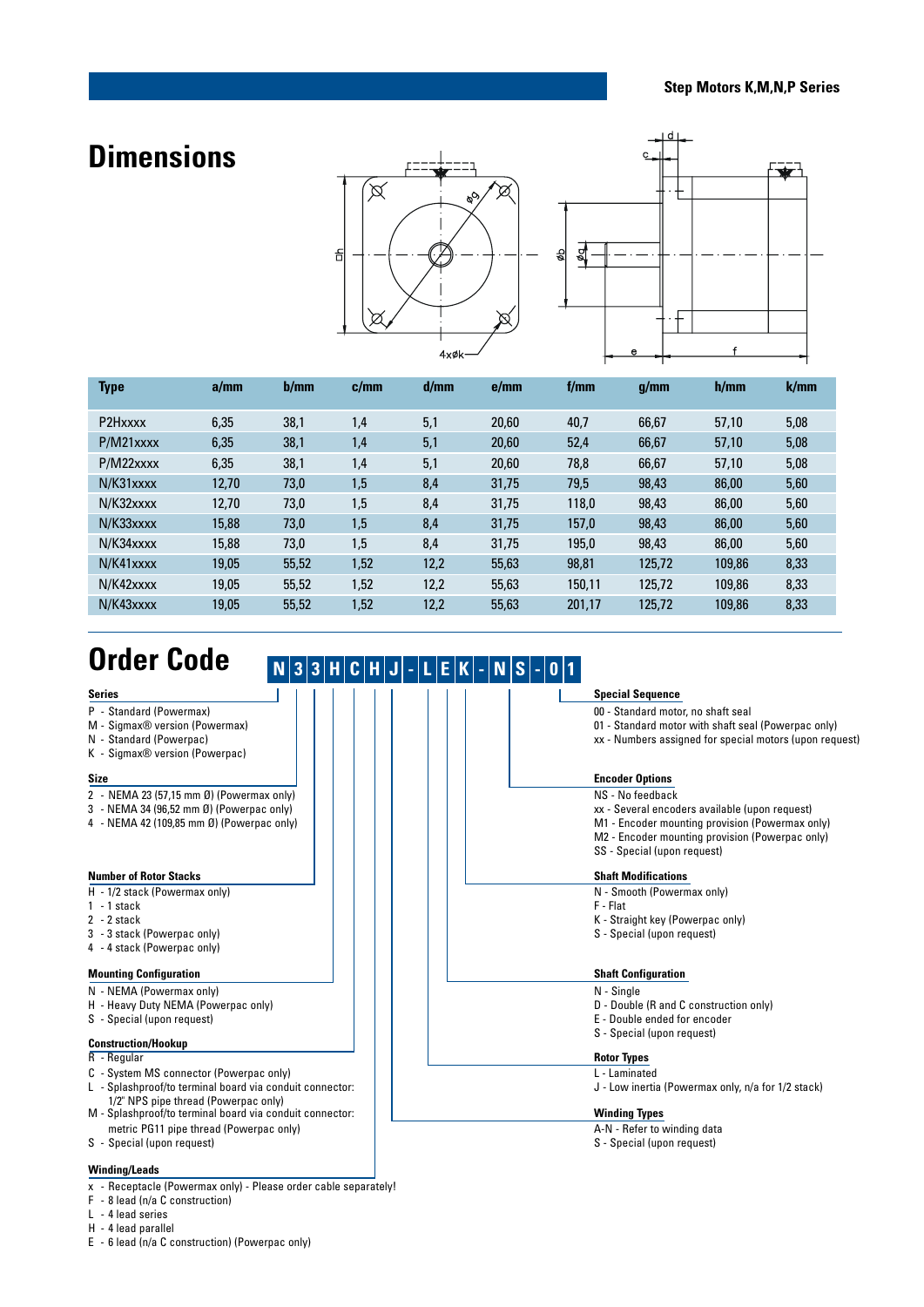## Dimensions

| Type | a/mm | b/mm | c/mm | d/mm | e/mm | f/mm | g/mm | h/mm | k/mm |
|---|---|---|---|---|---|---|---|---|---|
| P2Hxxxx | 6,35 | 38,1 | 1,4 | 5,1 | 20,60 | 40,7 | 66,67 | 57,10 | 5,08 |
| P/M21xxxx | 6,35 | 38,1 | 1,4 | 5,1 | 20,60 | 52,4 | 66,67 | 57,10 | 5,08 |
| P/M22xxxx | 6,35 | 38,1 | 1,4 | 5,1 | 20,60 | 78,8 | 66,67 | 57,10 | 5,08 |
| N/K31xxxx | 12,70 | 73,0 | 1,5 | 8,4 | 31,75 | 79,5 | 98,43 | 86,00 | 5,60 |
| N/K32xxxx | 12,70 | 73,0 | 1,5 | 8,4 | 31,75 | 118,0 | 98,43 | 86,00 | 5,60 |
| N/K33xxxx | 15,88 | 73,0 | 1,5 | 8,4 | 31,75 | 157,0 | 98,43 | 86,00 | 5,60 |
| N/K34xxxx | 15,88 | 73,0 | 1,5 | 8,4 | 31,75 | 195,0 | 98,43 | 86,00 | 5,60 |
| N/K41xxxx | 19,05 | 55,52 | 1,52 | 12,2 | 55,63 | 98,81 | 125,72 | 109,86 | 8,33 |
| N/K42xxxx | 19,05 | 55,52 | 1,52 | 12,2 | 55,63 | 150,11 | 125,72 | 109,86 | 8,33 |
| N/K43xxxx | 19,05 | 55,52 | 1,52 | 12,2 | 55,63 | 201,17 | 125,72 | 109,86 | 8,33 |

## Order Code

**N 3 3 H C H J - L E K - N S - 0 1**

**Series**
- P - Standard (Powermax)
- M - Sigmax® version (Powermax)
- N - Standard (Powerpac)
- K - Sigmax® version (Powerpac)

**Size**
- 2 - NEMA 23 (57,15 mm Ø) (Powermax only)
- 3 - NEMA 34 (96,52 mm Ø) (Powerpac only)
- 4 - NEMA 42 (109,85 mm Ø) (Powerpac only)

**Number of Rotor Stacks**
- H - 1/2 stack (Powermax only)
- 1 - 1 stack
- 2 - 2 stack
- 3 - 3 stack (Powerpac only)
- 4 - 4 stack (Powerpac only)

**Mounting Configuration**
- N - NEMA (Powermax only)
- H - Heavy Duty NEMA (Powerpac only)
- S - Special (upon request)

**Construction/Hookup**
- R - Regular
- C - System MS connector (Powerpac only)
- L - Splashproof/to terminal board via conduit connector: 1/2" NPS pipe thread (Powerpac only)
- M - Splashproof/to terminal board via conduit connector: metric PG11 pipe thread (Powerpac only)
- S - Special (upon request)

**Winding/Leads**
- x - Receptacle (Powermax only) - Please order cable separately!
- F - 8 lead (n/a C construction)
- L - 4 lead series
- H - 4 lead parallel
- E - 6 lead (n/a C construction) (Powerpac only)

**Special Sequence**
- 00 - Standard motor, no shaft seal
- 01 - Standard motor with shaft seal (Powerpac only)
- xx - Numbers assigned for special motors (upon request)

**Encoder Options**
- NS - No feedback
- xx - Several encoders available (upon request)
- M1 - Encoder mounting provision (Powermax only)
- M2 - Encoder mounting provision (Powerpac only)
- SS - Special (upon request)

**Shaft Modifications**
- N - Smooth (Powermax only)
- F - Flat
- K - Straight key (Powerpac only)
- S - Special (upon request)

**Shaft Configuration**
- N - Single
- D - Double (R and C construction only)
- E - Double ended for encoder
- S - Special (upon request)

**Rotor Types**
- L - Laminated
- J - Low inertia (Powermax only, n/a for 1/2 stack)

**Winding Types**
- A-N - Refer to winding data
- S - Special (upon request)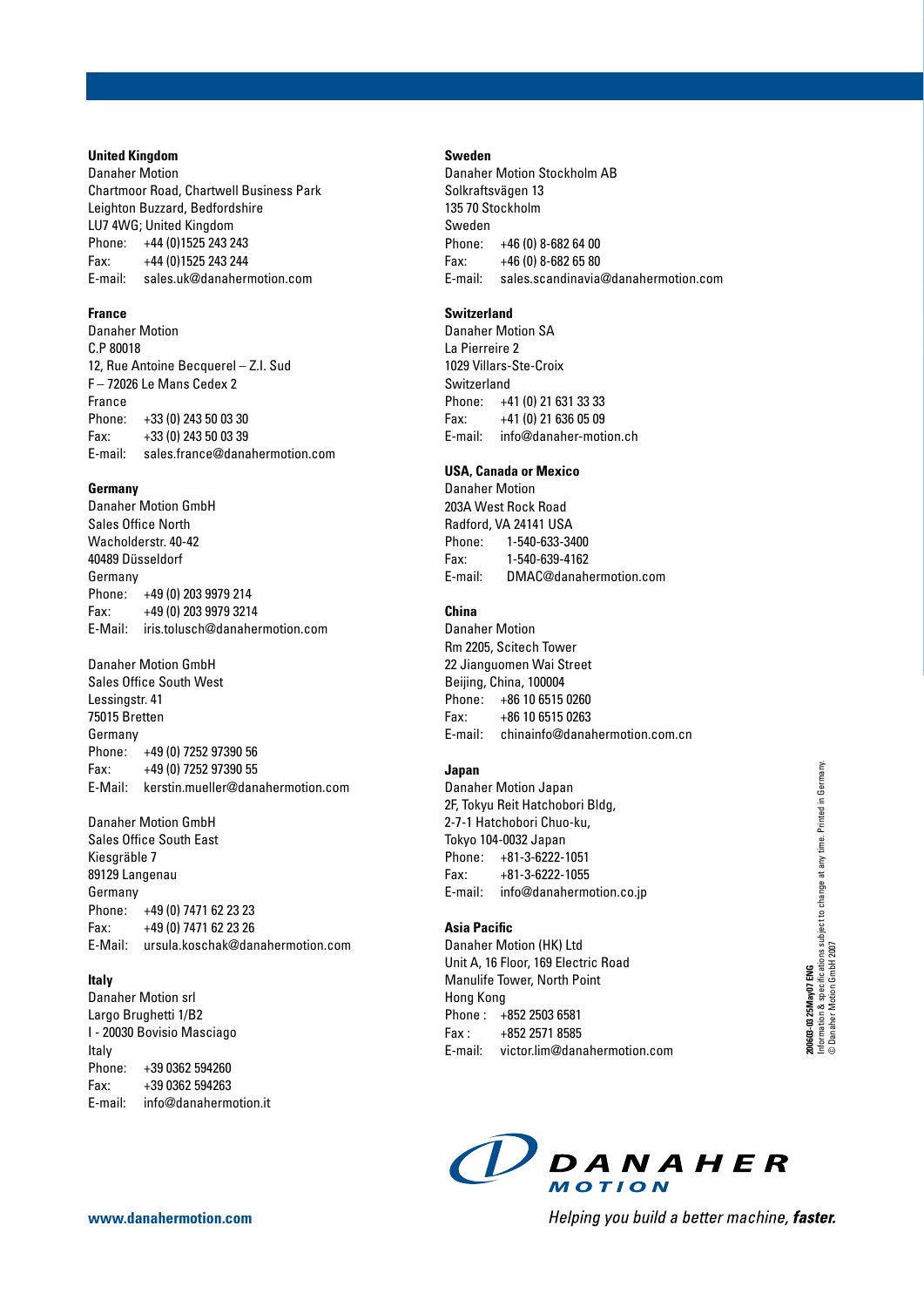### United Kingdom
Danaher Motion
Chartmoor Road, Chartwell Business Park
Leighton Buzzard, Bedfordshire
LU7 4WG; United Kingdom
Phone: +44 (0)1525 243 243
Fax: +44 (0)1525 243 244
E-mail: sales.uk@danahermotion.com

### France
Danaher Motion
C.P 80018
12, Rue Antoine Becquerel – Z.I. Sud
F – 72026 Le Mans Cedex 2
France
Phone: +33 (0) 243 50 03 30
Fax: +33 (0) 243 50 03 39
E-mail: sales.france@danahermotion.com

### Germany
Danaher Motion GmbH
Sales Office North
Wacholderstr. 40-42
40489 Düsseldorf
Germany
Phone: +49 (0) 203 9979 214
Fax: +49 (0) 203 9979 3214
E-Mail: iris.tolusch@danahermotion.com

Danaher Motion GmbH
Sales Office South West
Lessingstr. 41
75015 Bretten
Germany
Phone: +49 (0) 7252 97390 56
Fax: +49 (0) 7252 97390 55
E-Mail: kerstin.mueller@danahermotion.com

Danaher Motion GmbH
Sales Office South East
Kiesgräble 7
89129 Langenau
Germany
Phone: +49 (0) 7471 62 23 23
Fax: +49 (0) 7471 62 23 26
E-Mail: ursula.koschak@danahermotion.com

### Italy
Danaher Motion srl
Largo Brughetti 1/B2
I - 20030 Bovisio Masciago
Italy
Phone: +39 0362 594260
Fax: +39 0362 594263
E-mail: info@danahermotion.it

### Sweden
Danaher Motion Stockholm AB
Solkraftsvägen 13
135 70 Stockholm
Sweden
Phone: +46 (0) 8-682 64 00
Fax: +46 (0) 8-682 65 80
E-mail: sales.scandinavia@danahermotion.com

### Switzerland
Danaher Motion SA
La Pierreire 2
1029 Villars-Ste-Croix
Switzerland
Phone: +41 (0) 21 631 33 33
Fax: +41 (0) 21 636 05 09
E-mail: info@danaher-motion.ch

### USA, Canada or Mexico
Danaher Motion
203A West Rock Road
Radford, VA 24141 USA
Phone: 1-540-633-3400
Fax: 1-540-639-4162
E-mail: DMAC@danahermotion.com

### China
Danaher Motion
Rm 2205, Scitech Tower
22 Jianguomen Wai Street
Beijing, China, 100004
Phone: +86 10 6515 0260
Fax: +86 10 6515 0263
E-mail: chinainfo@danahermotion.com.cn

### Japan
Danaher Motion Japan
2F, Tokyu Reit Hatchobori Bldg,
2-7-1 Hatchobori Chuo-ku,
Tokyo 104-0032 Japan
Phone: +81-3-6222-1051
Fax: +81-3-6222-1055
E-mail: info@danahermotion.co.jp

### Asia Pacific
Danaher Motion (HK) Ltd
Unit A, 16 Floor, 169 Electric Road
Manulife Tower, North Point
Hong Kong
Phone : +852 2503 6581
Fax : +852 2571 8585
E-mail: victor.lim@danahermotion.com

**200603-03 25May07 ENG**
Information & specifications subject to change at any time. Printed in Germany.
© Danaher Motion GmbH 2007

DANAHER MOTION

*Helping you build a better machine,* ***faster.***

**www.danahermotion.com**